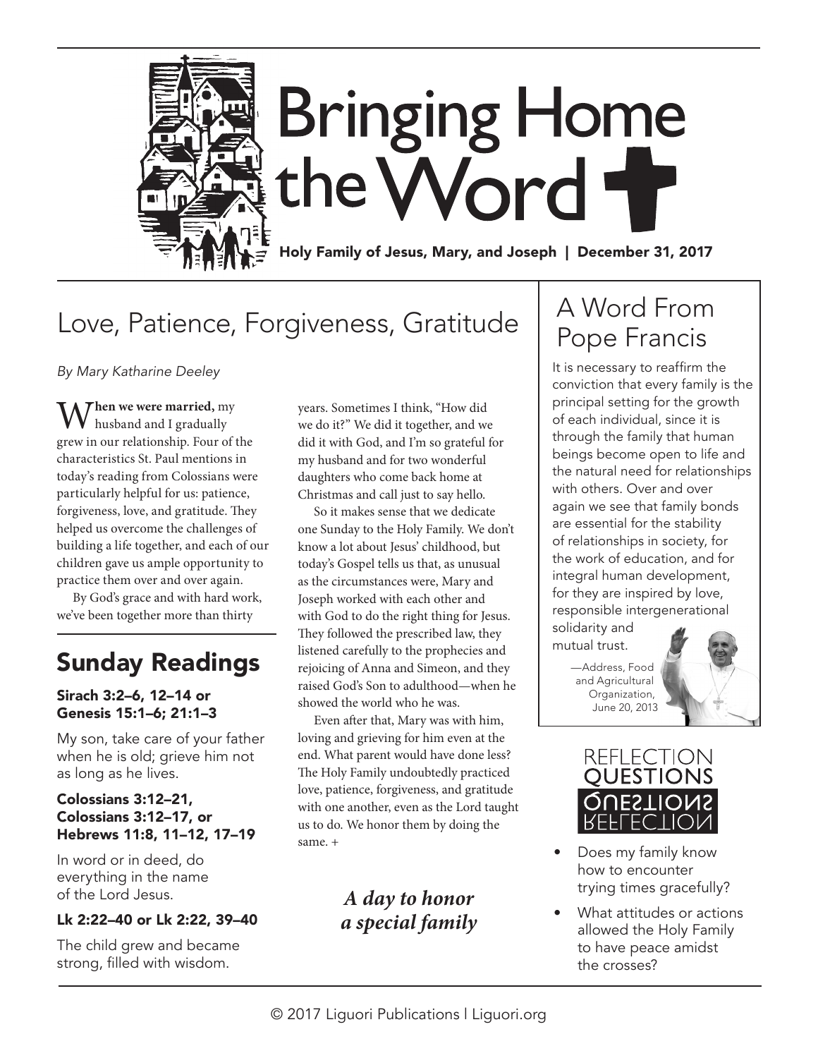# Bringing Home the Word

Holy Family of Jesus, Mary, and Joseph | December 31, 2017

## Love, Patience, Forgiveness, Gratitude

*By Mary Katharine Deeley*

**When we were married,** my husband and I gradually grew in our relationship. Four of the characteristics St. Paul mentions in today's reading from Colossians were particularly helpful for us: patience, forgiveness, love, and gratitude. They helped us overcome the challenges of building a life together, and each of our children gave us ample opportunity to practice them over and over again.

By God's grace and with hard work, we've been together more than thirty years. Sometimes I think, "How did we do it?" We did it together, and we did it with God, and I'm so grateful for my husband and for two wonderful daughters who come back home at Christmas and call just to say hello.

So it makes sense that we dedicate one Sunday to the Holy Family. We don't know a lot about Jesus' childhood, but today's Gospel tells us that, as unusual as the circumstances were, Mary and Joseph worked with each other and with God to do the right thing for Jesus. They followed the prescribed law, they listened carefully to the prophecies and rejoicing of Anna and Simeon, and they raised God's Son to adulthood—when he showed the world who he was.

Even after that, Mary was with him, loving and grieving for him even at the end. What parent would have done less? The Holy Family undoubtedly practiced love, patience, forgiveness, and gratitude with one another, even as the Lord taught us to do. We honor them by doing the same. +

***A day to honor a special family***

## Sunday Readings

**Sirach 3:2–6, 12–14 or Genesis 15:1–6; 21:1–3**

My son, take care of your father when he is old; grieve him not as long as he lives.

**Colossians 3:12–21, Colossians 3:12–17, or Hebrews 11:8, 11–12, 17–19**

In word or in deed, do everything in the name of the Lord Jesus.

**Lk 2:22–40 or Lk 2:22, 39–40**

The child grew and became strong, filled with wisdom.

## A Word From Pope Francis

It is necessary to reaffirm the conviction that every family is the principal setting for the growth of each individual, since it is through the family that human beings become open to life and the natural need for relationships with others. Over and over again we see that family bonds are essential for the stability of relationships in society, for the work of education, and for integral human development, for they are inspired by love, responsible intergenerational solidarity and mutual trust.

—Address, Food and Agricultural Organization, June 20, 2013

## Reflection Questions

- Does my family know how to encounter trying times gracefully?
- What attitudes or actions allowed the Holy Family to have peace amidst the crosses?

© 2017 Liguori Publications | Liguori.org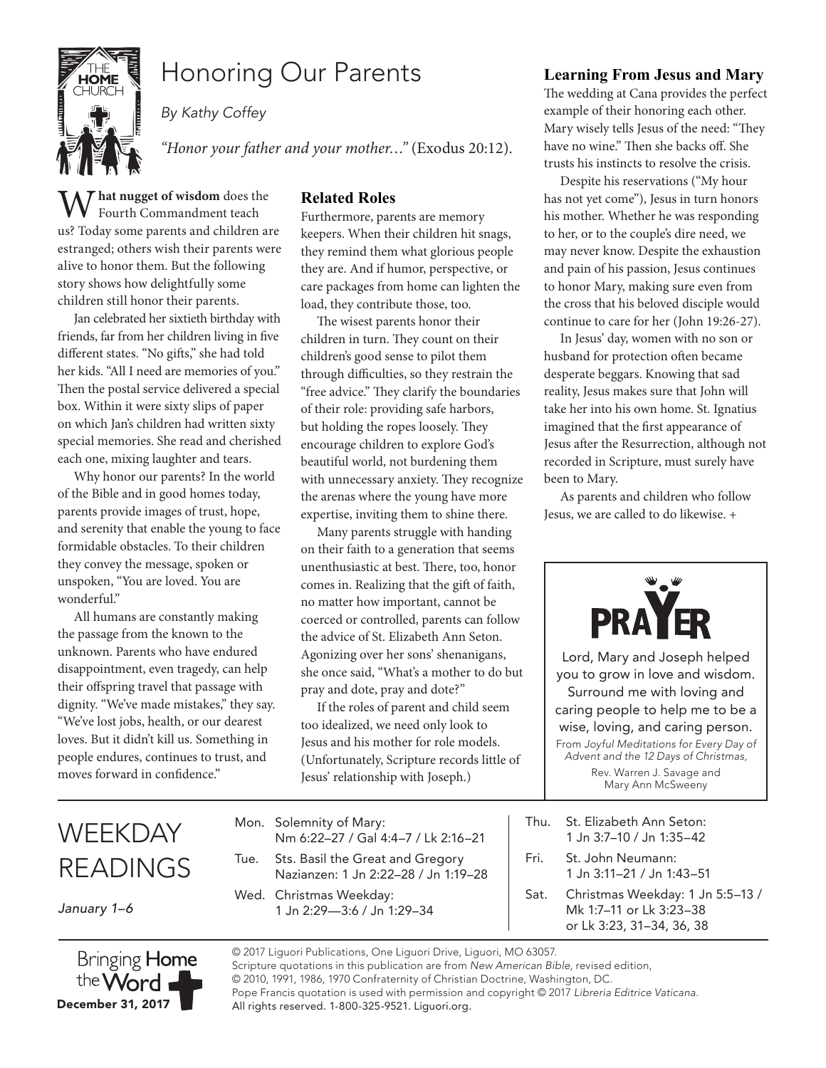# Honoring Our Parents

*By Kathy Coffey*

*"Honor your father and your mother…"* (Exodus 20:12).

**What nugget of wisdom** does the Fourth Commandment teach us? Today some parents and children are estranged; others wish their parents were alive to honor them. But the following story shows how delightfully some children still honor their parents.

Jan celebrated her sixtieth birthday with friends, far from her children living in five different states. "No gifts," she had told her kids. "All I need are memories of you." Then the postal service delivered a special box. Within it were sixty slips of paper on which Jan's children had written sixty special memories. She read and cherished each one, mixing laughter and tears.

Why honor our parents? In the world of the Bible and in good homes today, parents provide images of trust, hope, and serenity that enable the young to face formidable obstacles. To their children they convey the message, spoken or unspoken, "You are loved. You are wonderful."

All humans are constantly making the passage from the known to the unknown. Parents who have endured disappointment, even tragedy, can help their offspring travel that passage with dignity. "We've made mistakes," they say. "We've lost jobs, health, or our dearest loves. But it didn't kill us. Something in people endures, continues to trust, and moves forward in confidence."

### Related Roles

Furthermore, parents are memory keepers. When their children hit snags, they remind them what glorious people they are. And if humor, perspective, or care packages from home can lighten the load, they contribute those, too.

The wisest parents honor their children in turn. They count on their children's good sense to pilot them through difficulties, so they restrain the "free advice." They clarify the boundaries of their role: providing safe harbors, but holding the ropes loosely. They encourage children to explore God's beautiful world, not burdening them with unnecessary anxiety. They recognize the arenas where the young have more expertise, inviting them to shine there.

Many parents struggle with handing on their faith to a generation that seems unenthusiastic at best. There, too, honor comes in. Realizing that the gift of faith, no matter how important, cannot be coerced or controlled, parents can follow the advice of St. Elizabeth Ann Seton. Agonizing over her sons' shenanigans, she once said, "What's a mother to do but pray and dote, pray and dote?"

If the roles of parent and child seem too idealized, we need only look to Jesus and his mother for role models. (Unfortunately, Scripture records little of Jesus' relationship with Joseph.)

### Learning From Jesus and Mary

The wedding at Cana provides the perfect example of their honoring each other. Mary wisely tells Jesus of the need: "They have no wine." Then she backs off. She trusts his instincts to resolve the crisis.

Despite his reservations ("My hour has not yet come"), Jesus in turn honors his mother. Whether he was responding to her, or to the couple's dire need, we may never know. Despite the exhaustion and pain of his passion, Jesus continues to honor Mary, making sure even from the cross that his beloved disciple would continue to care for her (John 19:26-27).

In Jesus' day, women with no son or husband for protection often became desperate beggars. Knowing that sad reality, Jesus makes sure that John will take her into his own home. St. Ignatius imagined that the first appearance of Jesus after the Resurrection, although not recorded in Scripture, must surely have been to Mary.

As parents and children who follow Jesus, we are called to do likewise. +

## PRAYER

Lord, Mary and Joseph helped you to grow in love and wisdom. Surround me with loving and caring people to help me to be a wise, loving, and caring person.

From *Joyful Meditations for Every Day of Advent and the 12 Days of Christmas*, Rev. Warren J. Savage and Mary Ann McSweeny

## WEEKDAY READINGS

*January 1–6*

- Mon. Solemnity of Mary: Nm 6:22–27 / Gal 4:4–7 / Lk 2:16–21
- Tue. Sts. Basil the Great and Gregory Nazianzen: 1 Jn 2:22–28 / Jn 1:19–28
- Wed. Christmas Weekday: 1 Jn 2:29—3:6 / Jn 1:29–34
- Thu. St. Elizabeth Ann Seton: 1 Jn 3:7–10 / Jn 1:35–42
- Fri. St. John Neumann: 1 Jn 3:11–21 / Jn 1:43–51
- Sat. Christmas Weekday: 1 Jn 5:5–13 / Mk 1:7–11 or Lk 3:23–38 or Lk 3:23, 31–34, 36, 38

Bringing Home the Word
December 31, 2017

© 2017 Liguori Publications, One Liguori Drive, Liguori, MO 63057.
Scripture quotations in this publication are from *New American Bible*, revised edition, © 2010, 1991, 1986, 1970 Confraternity of Christian Doctrine, Washington, DC.
Pope Francis quotation is used with permission and copyright © 2017 *Libreria Editrice Vaticana*.
All rights reserved. 1-800-325-9521. Liguori.org.